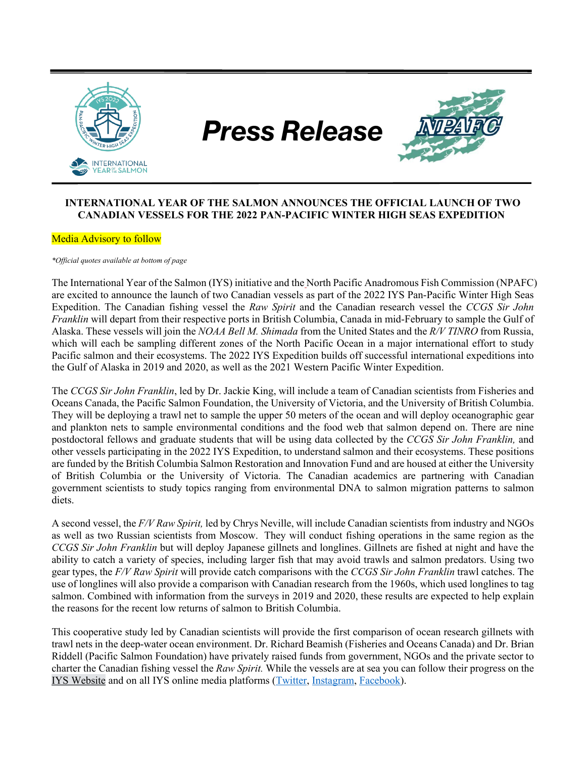# Press Release

**INTERNATIONAL YEAR OF THE SALMON ANNOUNCES THE OFFICIAL LAUNCH OF TWO CANADIAN VESSELS FOR THE 2022 PAN-PACIFIC WINTER HIGH SEAS EXPEDITION**

Media Advisory to follow

*\*Official quotes available at bottom of page*

The International Year of the Salmon (IYS) initiative and the North Pacific Anadromous Fish Commission (NPAFC) are excited to announce the launch of two Canadian vessels as part of the 2022 IYS Pan-Pacific Winter High Seas Expedition. The Canadian fishing vessel the *Raw Spirit* and the Canadian research vessel the *CCGS Sir John Franklin* will depart from their respective ports in British Columbia, Canada in mid-February to sample the Gulf of Alaska. These vessels will join the *NOAA Bell M. Shimada* from the United States and the *R/V TINRO* from Russia, which will each be sampling different zones of the North Pacific Ocean in a major international effort to study Pacific salmon and their ecosystems. The 2022 IYS Expedition builds off successful international expeditions into the Gulf of Alaska in 2019 and 2020, as well as the 2021 Western Pacific Winter Expedition.

The *CCGS Sir John Franklin*, led by Dr. Jackie King, will include a team of Canadian scientists from Fisheries and Oceans Canada, the Pacific Salmon Foundation, the University of Victoria, and the University of British Columbia. They will be deploying a trawl net to sample the upper 50 meters of the ocean and will deploy oceanographic gear and plankton nets to sample environmental conditions and the food web that salmon depend on. There are nine postdoctoral fellows and graduate students that will be using data collected by the *CCGS Sir John Franklin,* and other vessels participating in the 2022 IYS Expedition, to understand salmon and their ecosystems. These positions are funded by the British Columbia Salmon Restoration and Innovation Fund and are housed at either the University of British Columbia or the University of Victoria. The Canadian academics are partnering with Canadian government scientists to study topics ranging from environmental DNA to salmon migration patterns to salmon diets.

A second vessel, the *F/V Raw Spirit,* led by Chrys Neville, will include Canadian scientists from industry and NGOs as well as two Russian scientists from Moscow. They will conduct fishing operations in the same region as the *CCGS Sir John Franklin* but will deploy Japanese gillnets and longlines. Gillnets are fished at night and have the ability to catch a variety of species, including larger fish that may avoid trawls and salmon predators. Using two gear types, the *F/V Raw Spirit* will provide catch comparisons with the *CCGS Sir John Franklin* trawl catches. The use of longlines will also provide a comparison with Canadian research from the 1960s, which used longlines to tag salmon. Combined with information from the surveys in 2019 and 2020, these results are expected to help explain the reasons for the recent low returns of salmon to British Columbia.

This cooperative study led by Canadian scientists will provide the first comparison of ocean research gillnets with trawl nets in the deep-water ocean environment. Dr. Richard Beamish (Fisheries and Oceans Canada) and Dr. Brian Riddell (Pacific Salmon Foundation) have privately raised funds from government, NGOs and the private sector to charter the Canadian fishing vessel the *Raw Spirit.* While the vessels are at sea you can follow their progress on the IYS Website and on all IYS online media platforms (Twitter, Instagram, Facebook).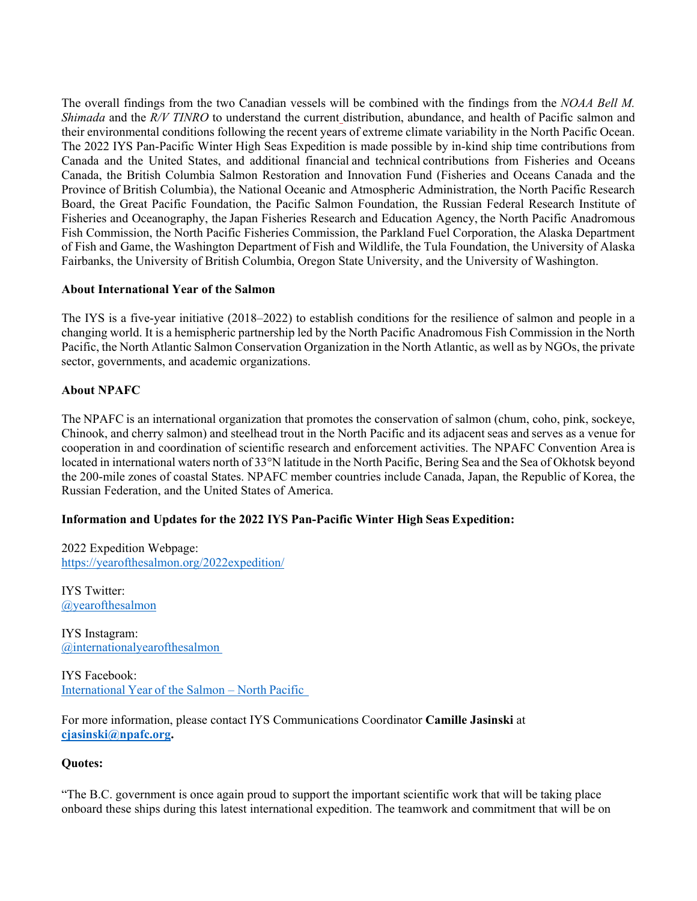The overall findings from the two Canadian vessels will be combined with the findings from the *NOAA Bell M. Shimada* and the *R/V TINRO* to understand the current distribution, abundance, and health of Pacific salmon and their environmental conditions following the recent years of extreme climate variability in the North Pacific Ocean. The 2022 IYS Pan-Pacific Winter High Seas Expedition is made possible by in-kind ship time contributions from Canada and the United States, and additional financial and technical contributions from Fisheries and Oceans Canada, the British Columbia Salmon Restoration and Innovation Fund (Fisheries and Oceans Canada and the Province of British Columbia), the National Oceanic and Atmospheric Administration, the North Pacific Research Board, the Great Pacific Foundation, the Pacific Salmon Foundation, the Russian Federal Research Institute of Fisheries and Oceanography, the Japan Fisheries Research and Education Agency, the North Pacific Anadromous Fish Commission, the North Pacific Fisheries Commission, the Parkland Fuel Corporation, the Alaska Department of Fish and Game, the Washington Department of Fish and Wildlife, the Tula Foundation, the University of Alaska Fairbanks, the University of British Columbia, Oregon State University, and the University of Washington.

**About International Year of the Salmon**

The IYS is a five-year initiative (2018–2022) to establish conditions for the resilience of salmon and people in a changing world. It is a hemispheric partnership led by the North Pacific Anadromous Fish Commission in the North Pacific, the North Atlantic Salmon Conservation Organization in the North Atlantic, as well as by NGOs, the private sector, governments, and academic organizations.

**About NPAFC**

The NPAFC is an international organization that promotes the conservation of salmon (chum, coho, pink, sockeye, Chinook, and cherry salmon) and steelhead trout in the North Pacific and its adjacent seas and serves as a venue for cooperation in and coordination of scientific research and enforcement activities. The NPAFC Convention Area is located in international waters north of 33°N latitude in the North Pacific, Bering Sea and the Sea of Okhotsk beyond the 200-mile zones of coastal States. NPAFC member countries include Canada, Japan, the Republic of Korea, the Russian Federation, and the United States of America.

**Information and Updates for the 2022 IYS Pan-Pacific Winter High Seas Expedition:**

2022 Expedition Webpage:
[https://yearofthesalmon.org/2022expedition/](https://yearofthesalmon.org/2022expedition/)

IYS Twitter:
@yearofthesalmon

IYS Instagram:
@internationalyearofthesalmon

IYS Facebook:
International Year of the Salmon – North Pacific

For more information, please contact IYS Communications Coordinator **Camille Jasinski** at **cjasinski@npafc.org.**

**Quotes:**

"The B.C. government is once again proud to support the important scientific work that will be taking place onboard these ships during this latest international expedition. The teamwork and commitment that will be on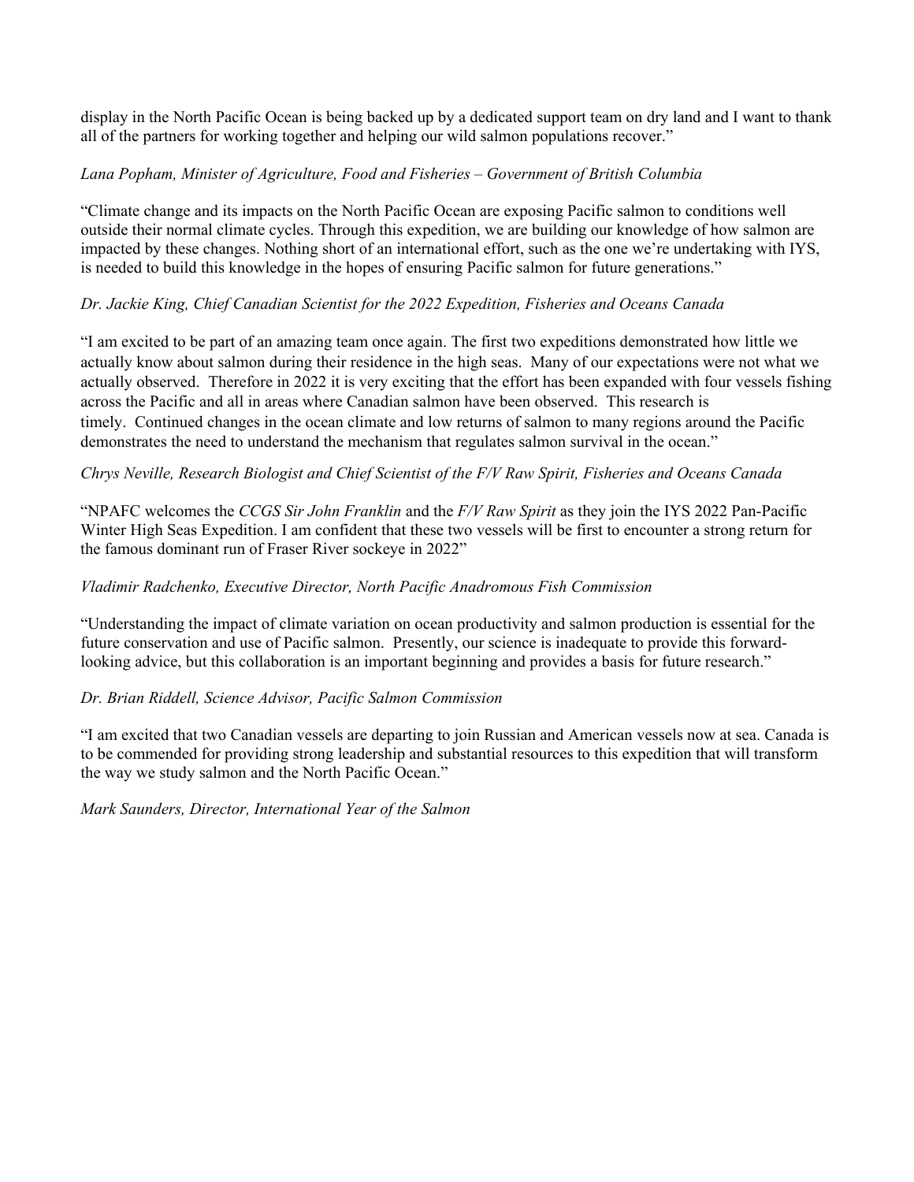display in the North Pacific Ocean is being backed up by a dedicated support team on dry land and I want to thank all of the partners for working together and helping our wild salmon populations recover."

*Lana Popham, Minister of Agriculture, Food and Fisheries – Government of British Columbia*

"Climate change and its impacts on the North Pacific Ocean are exposing Pacific salmon to conditions well outside their normal climate cycles. Through this expedition, we are building our knowledge of how salmon are impacted by these changes. Nothing short of an international effort, such as the one we're undertaking with IYS, is needed to build this knowledge in the hopes of ensuring Pacific salmon for future generations."

*Dr. Jackie King, Chief Canadian Scientist for the 2022 Expedition, Fisheries and Oceans Canada*

"I am excited to be part of an amazing team once again. The first two expeditions demonstrated how little we actually know about salmon during their residence in the high seas. Many of our expectations were not what we actually observed. Therefore in 2022 it is very exciting that the effort has been expanded with four vessels fishing across the Pacific and all in areas where Canadian salmon have been observed. This research is timely. Continued changes in the ocean climate and low returns of salmon to many regions around the Pacific demonstrates the need to understand the mechanism that regulates salmon survival in the ocean."

*Chrys Neville, Research Biologist and Chief Scientist of the F/V Raw Spirit, Fisheries and Oceans Canada*

"NPAFC welcomes the *CCGS Sir John Franklin* and the *F/V Raw Spirit* as they join the IYS 2022 Pan-Pacific Winter High Seas Expedition. I am confident that these two vessels will be first to encounter a strong return for the famous dominant run of Fraser River sockeye in 2022"

*Vladimir Radchenko, Executive Director, North Pacific Anadromous Fish Commission*

"Understanding the impact of climate variation on ocean productivity and salmon production is essential for the future conservation and use of Pacific salmon. Presently, our science is inadequate to provide this forward-looking advice, but this collaboration is an important beginning and provides a basis for future research."

*Dr. Brian Riddell, Science Advisor, Pacific Salmon Commission*

"I am excited that two Canadian vessels are departing to join Russian and American vessels now at sea. Canada is to be commended for providing strong leadership and substantial resources to this expedition that will transform the way we study salmon and the North Pacific Ocean."

*Mark Saunders, Director, International Year of the Salmon*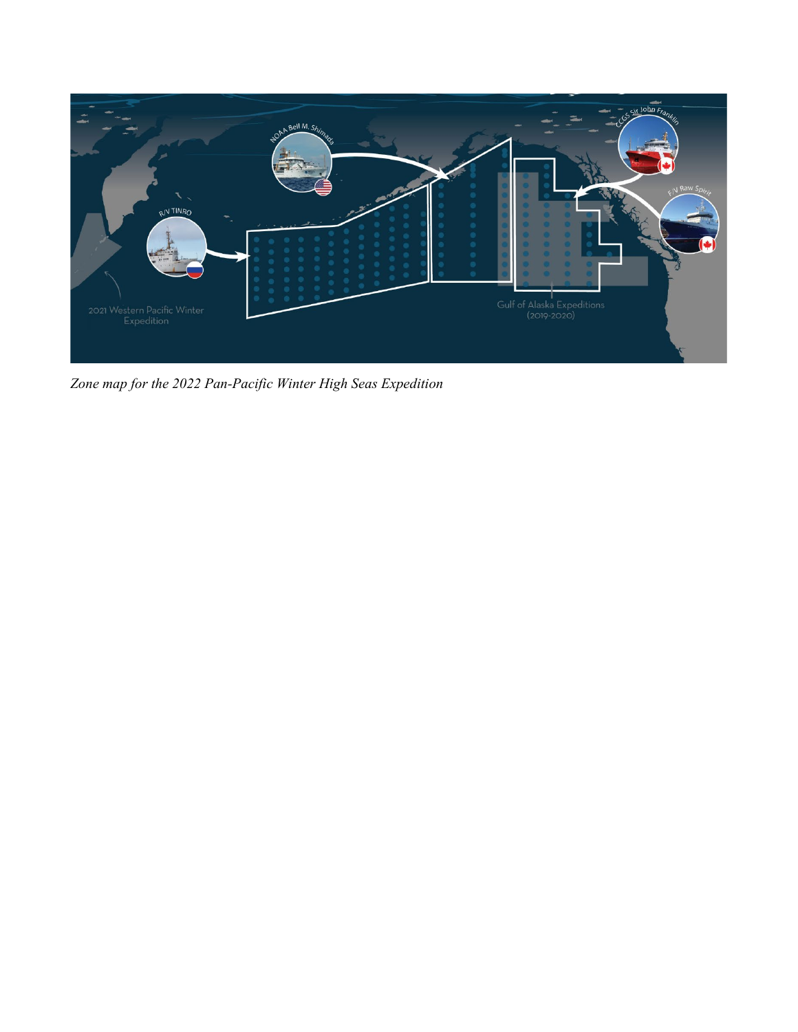NOAA Bell M. Shimada

CCGS Sir John Franklin

F/V Raw Spirit

R/V TINRO

2021 Western Pacific Winter Expedition

Gulf of Alaska Expeditions (2019-2020)

*Zone map for the 2022 Pan-Pacific Winter High Seas Expedition*